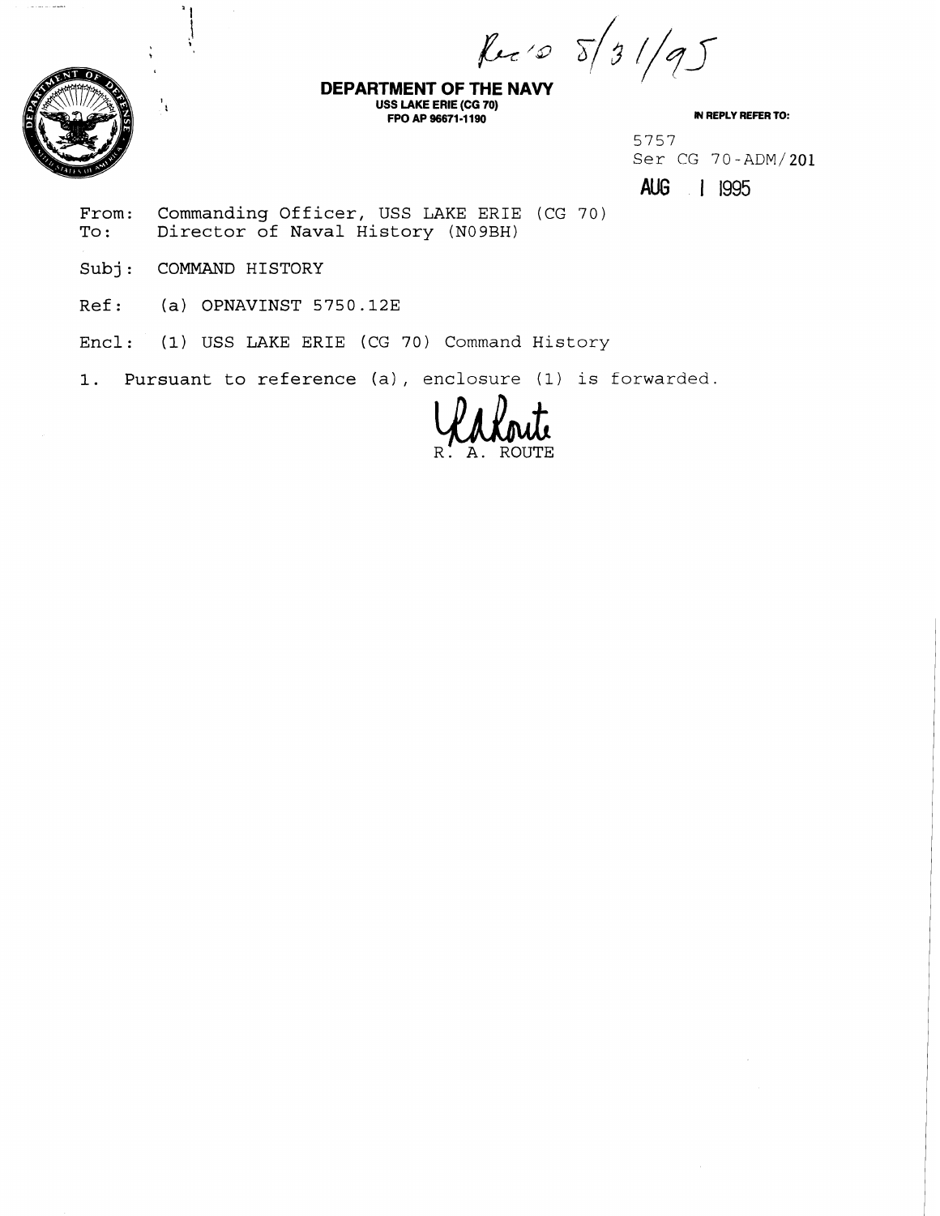Rec'd 8/31/95

**DEPARTMENT OF THE NAVY**
**USS LAKE ERIE (CG 70)**
**FPO AP 96671-1190**

**IN REPLY REFER TO:**

5757
Ser CG 70-ADM/201
AUG 1 1995

From: Commanding Officer, USS LAKE ERIE (CG 70)
To: Director of Naval History (N09BH)

Subj: COMMAND HISTORY

Ref: (a) OPNAVINST 5750.12E

Encl: (1) USS LAKE ERIE (CG 70) Command History

1. Pursuant to reference (a), enclosure (1) is forwarded.

R. A. ROUTE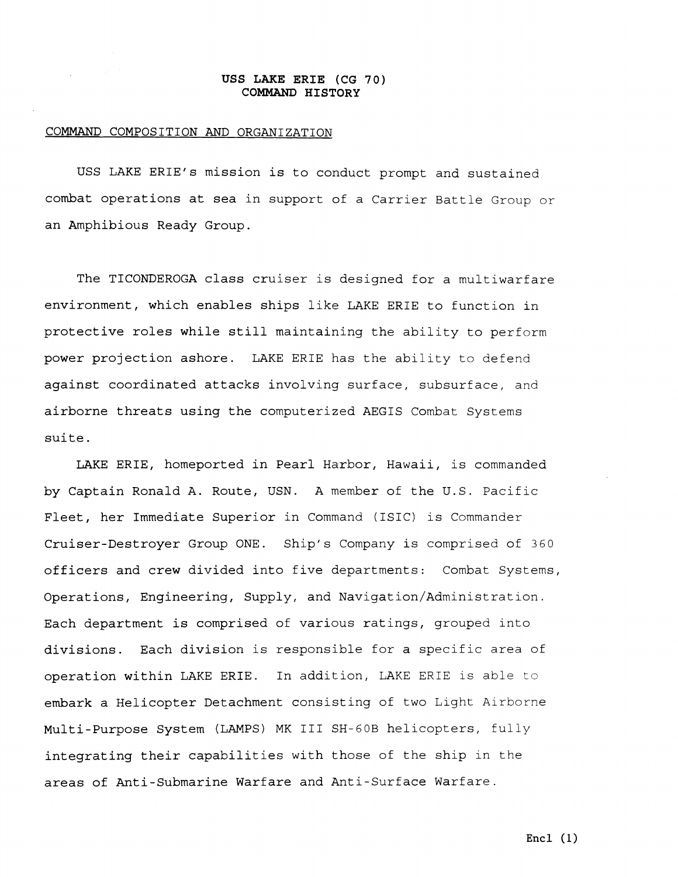# USS LAKE ERIE (CG 70)
# COMMAND HISTORY

## COMMAND COMPOSITION AND ORGANIZATION

USS LAKE ERIE's mission is to conduct prompt and sustained combat operations at sea in support of a Carrier Battle Group or an Amphibious Ready Group.

The TICONDEROGA class cruiser is designed for a multiwarfare environment, which enables ships like LAKE ERIE to function in protective roles while still maintaining the ability to perform power projection ashore. LAKE ERIE has the ability to defend against coordinated attacks involving surface, subsurface, and airborne threats using the computerized AEGIS Combat Systems suite.

LAKE ERIE, homeported in Pearl Harbor, Hawaii, is commanded by Captain Ronald A. Route, USN. A member of the U.S. Pacific Fleet, her Immediate Superior in Command (ISIC) is Commander Cruiser-Destroyer Group ONE. Ship's Company is comprised of 360 officers and crew divided into five departments: Combat Systems, Operations, Engineering, Supply, and Navigation/Administration. Each department is comprised of various ratings, grouped into divisions. Each division is responsible for a specific area of operation within LAKE ERIE. In addition, LAKE ERIE is able to embark a Helicopter Detachment consisting of two Light Airborne Multi-Purpose System (LAMPS) MK III SH-60B helicopters, fully integrating their capabilities with those of the ship in the areas of Anti-Submarine Warfare and Anti-Surface Warfare.

Encl (1)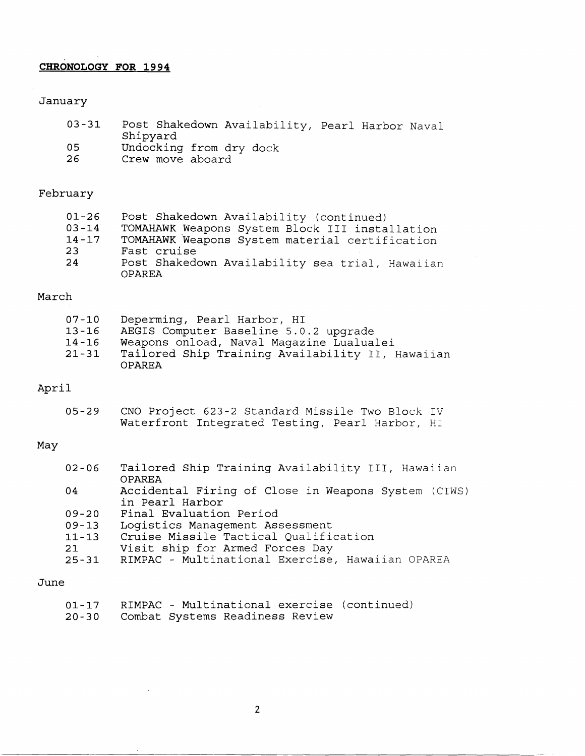**CHRONOLOGY FOR 1994**

January

| | |
|---|---|
| 03-31 | Post Shakedown Availability, Pearl Harbor Naval Shipyard |
| 05 | Undocking from dry dock |
| 26 | Crew move aboard |

February

| | |
|---|---|
| 01-26 | Post Shakedown Availability (continued) |
| 03-14 | TOMAHAWK Weapons System Block III installation |
| 14-17 | TOMAHAWK Weapons System material certification |
| 23 | Fast cruise |
| 24 | Post Shakedown Availability sea trial, Hawaiian OPAREA |

March

| | |
|---|---|
| 07-10 | Deperming, Pearl Harbor, HI |
| 13-16 | AEGIS Computer Baseline 5.0.2 upgrade |
| 14-16 | Weapons onload, Naval Magazine Lualualei |
| 21-31 | Tailored Ship Training Availability II, Hawaiian OPAREA |

April

| | |
|---|---|
| 05-29 | CNO Project 623-2 Standard Missile Two Block IV Waterfront Integrated Testing, Pearl Harbor, HI |

May

| | |
|---|---|
| 02-06 | Tailored Ship Training Availability III, Hawaiian OPAREA |
| 04 | Accidental Firing of Close in Weapons System (CIWS) in Pearl Harbor |
| 09-20 | Final Evaluation Period |
| 09-13 | Logistics Management Assessment |
| 11-13 | Cruise Missile Tactical Qualification |
| 21 | Visit ship for Armed Forces Day |
| 25-31 | RIMPAC - Multinational Exercise, Hawaiian OPAREA |

June

| | |
|---|---|
| 01-17 | RIMPAC - Multinational exercise (continued) |
| 20-30 | Combat Systems Readiness Review |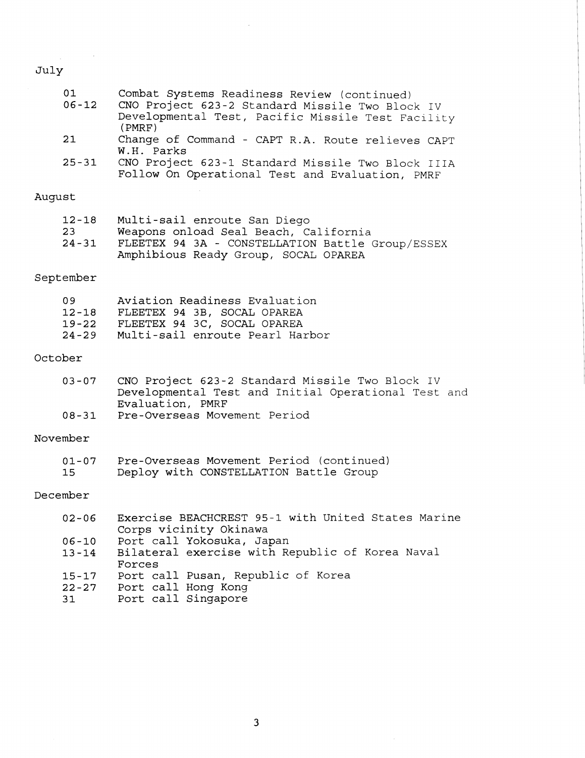July

| | |
|---|---|
| 01 | Combat Systems Readiness Review (continued) |
| 06-12 | CNO Project 623-2 Standard Missile Two Block IV Developmental Test, Pacific Missile Test Facility (PMRF) |
| 21 | Change of Command - CAPT R.A. Route relieves CAPT W.H. Parks |
| 25-31 | CNO Project 623-1 Standard Missile Two Block IIIA Follow On Operational Test and Evaluation, PMRF |

August

| | |
|---|---|
| 12-18 | Multi-sail enroute San Diego |
| 23 | Weapons onload Seal Beach, California |
| 24-31 | FLEETEX 94 3A - CONSTELLATION Battle Group/ESSEX Amphibious Ready Group, SOCAL OPAREA |

September

| | |
|---|---|
| 09 | Aviation Readiness Evaluation |
| 12-18 | FLEETEX 94 3B, SOCAL OPAREA |
| 19-22 | FLEETEX 94 3C, SOCAL OPAREA |
| 24-29 | Multi-sail enroute Pearl Harbor |

October

| | |
|---|---|
| 03-07 | CNO Project 623-2 Standard Missile Two Block IV Developmental Test and Initial Operational Test and Evaluation, PMRF |
| 08-31 | Pre-Overseas Movement Period |

November

| | |
|---|---|
| 01-07 | Pre-Overseas Movement Period (continued) |
| 15 | Deploy with CONSTELLATION Battle Group |

December

| | |
|---|---|
| 02-06 | Exercise BEACHCREST 95-1 with United States Marine Corps vicinity Okinawa |
| 06-10 | Port call Yokosuka, Japan |
| 13-14 | Bilateral exercise with Republic of Korea Naval Forces |
| 15-17 | Port call Pusan, Republic of Korea |
| 22-27 | Port call Hong Kong |
| 31 | Port call Singapore |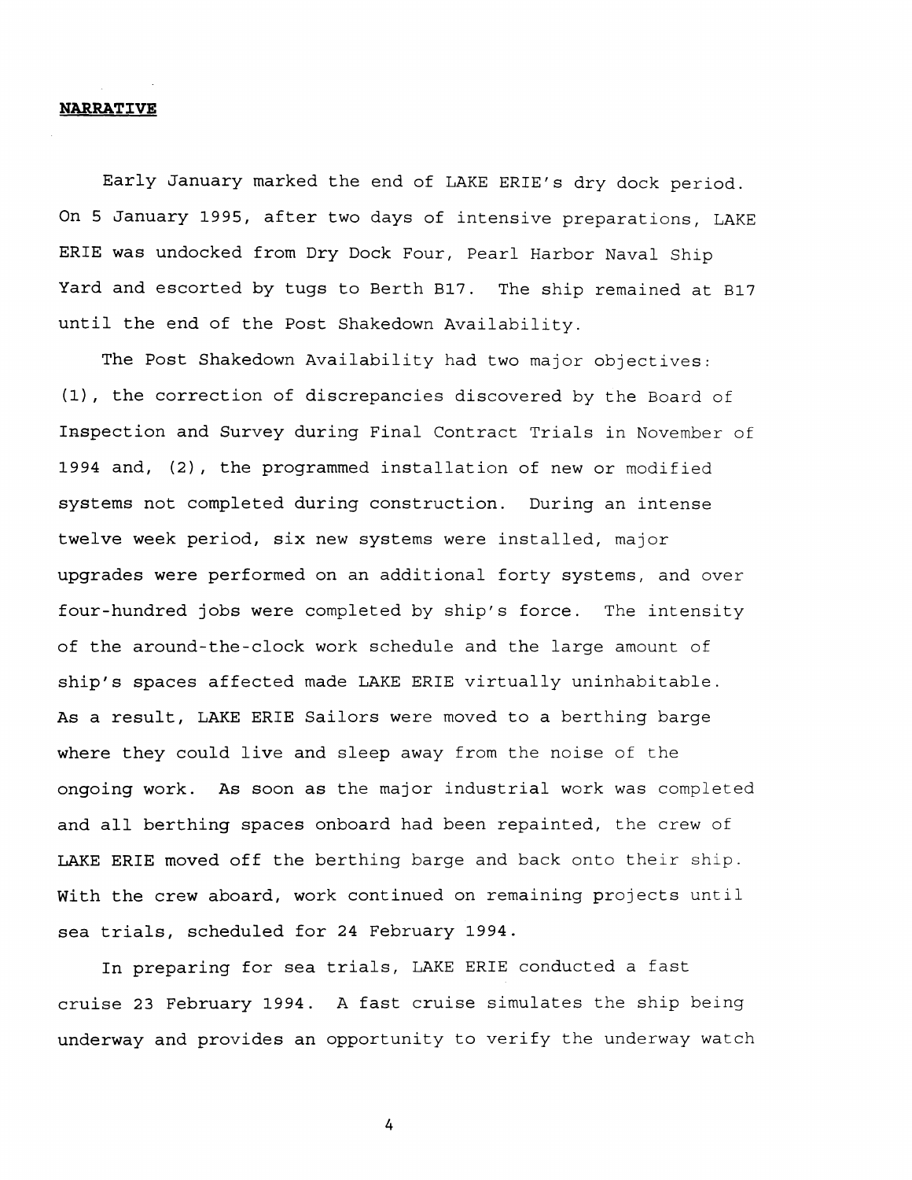**NARRATIVE**

Early January marked the end of LAKE ERIE's dry dock period. On 5 January 1995, after two days of intensive preparations, LAKE ERIE was undocked from Dry Dock Four, Pearl Harbor Naval Ship Yard and escorted by tugs to Berth B17. The ship remained at B17 until the end of the Post Shakedown Availability.

The Post Shakedown Availability had two major objectives: (1), the correction of discrepancies discovered by the Board of Inspection and Survey during Final Contract Trials in November of 1994 and, (2), the programmed installation of new or modified systems not completed during construction. During an intense twelve week period, six new systems were installed, major upgrades were performed on an additional forty systems, and over four-hundred jobs were completed by ship's force. The intensity of the around-the-clock work schedule and the large amount of ship's spaces affected made LAKE ERIE virtually uninhabitable. As a result, LAKE ERIE Sailors were moved to a berthing barge where they could live and sleep away from the noise of the ongoing work. As soon as the major industrial work was completed and all berthing spaces onboard had been repainted, the crew of LAKE ERIE moved off the berthing barge and back onto their ship. With the crew aboard, work continued on remaining projects until sea trials, scheduled for 24 February 1994.

In preparing for sea trials, LAKE ERIE conducted a fast cruise 23 February 1994. A fast cruise simulates the ship being underway and provides an opportunity to verify the underway watch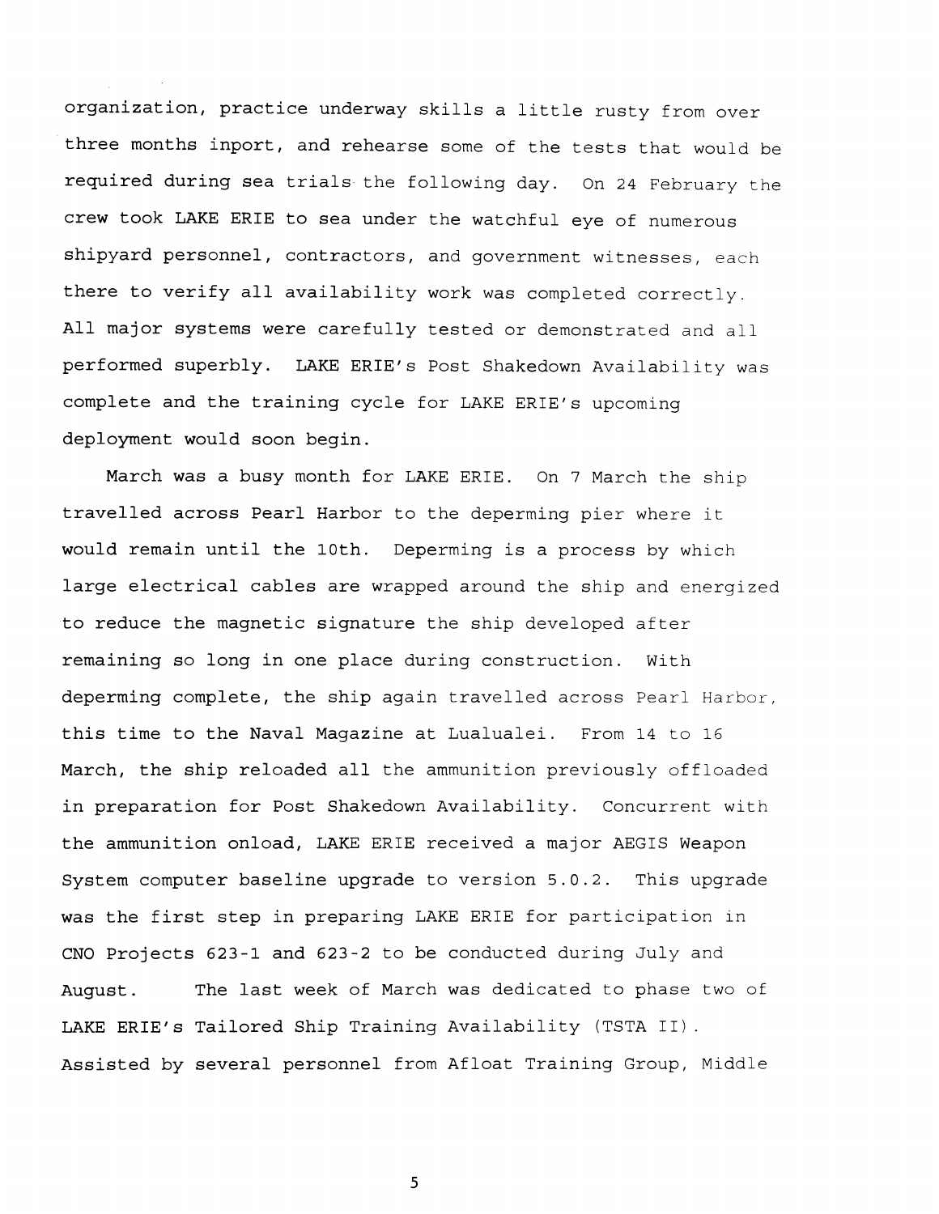organization, practice underway skills a little rusty from over three months inport, and rehearse some of the tests that would be required during sea trials the following day. On 24 February the crew took LAKE ERIE to sea under the watchful eye of numerous shipyard personnel, contractors, and government witnesses, each there to verify all availability work was completed correctly. All major systems were carefully tested or demonstrated and all performed superbly. LAKE ERIE's Post Shakedown Availability was complete and the training cycle for LAKE ERIE's upcoming deployment would soon begin.

March was a busy month for LAKE ERIE. On 7 March the ship travelled across Pearl Harbor to the deperming pier where it would remain until the 10th. Deperming is a process by which large electrical cables are wrapped around the ship and energized to reduce the magnetic signature the ship developed after remaining so long in one place during construction. With deperming complete, the ship again travelled across Pearl Harbor, this time to the Naval Magazine at Lualualei. From 14 to 16 March, the ship reloaded all the ammunition previously offloaded in preparation for Post Shakedown Availability. Concurrent with the ammunition onload, LAKE ERIE received a major AEGIS Weapon System computer baseline upgrade to version 5.0.2. This upgrade was the first step in preparing LAKE ERIE for participation in CNO Projects 623-1 and 623-2 to be conducted during July and August. The last week of March was dedicated to phase two of LAKE ERIE's Tailored Ship Training Availability (TSTA II). Assisted by several personnel from Afloat Training Group, Middle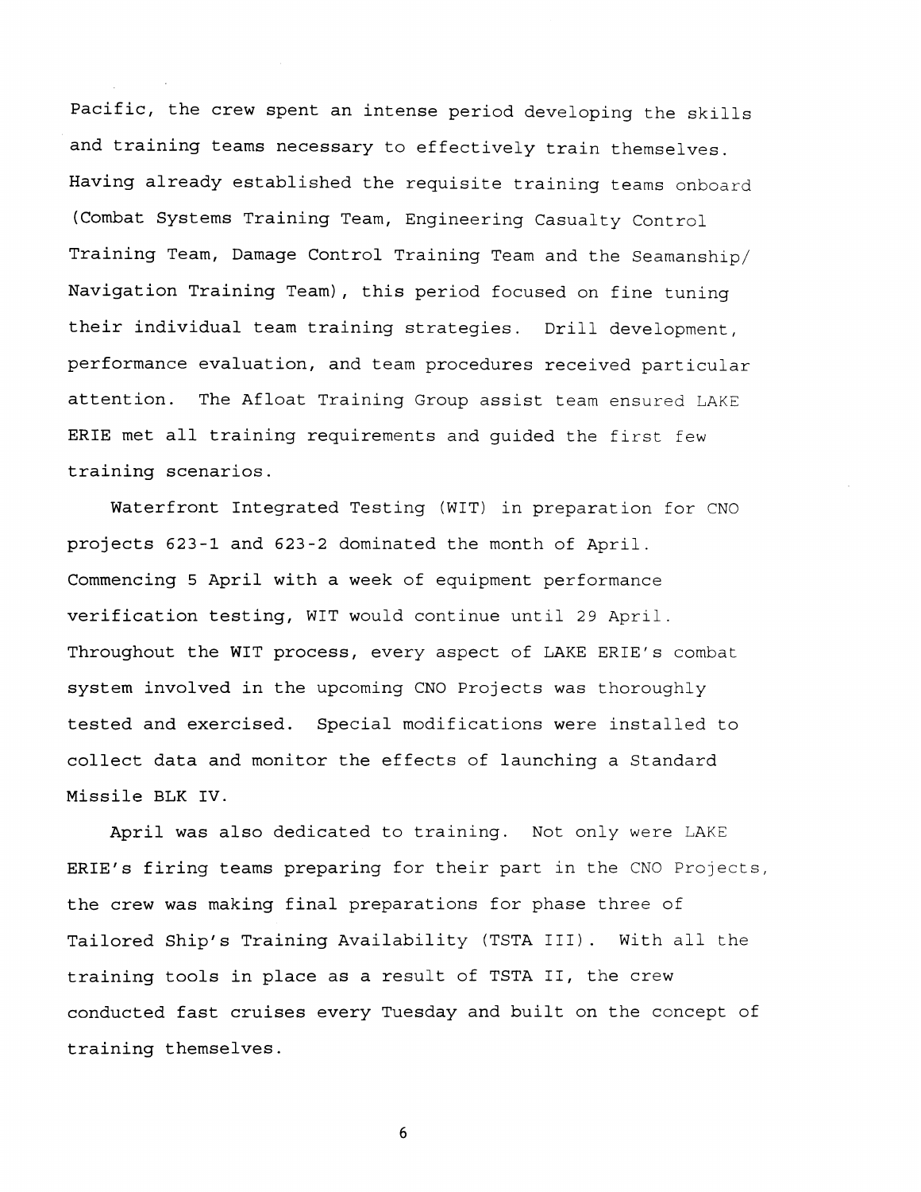Pacific, the crew spent an intense period developing the skills and training teams necessary to effectively train themselves. Having already established the requisite training teams onboard (Combat Systems Training Team, Engineering Casualty Control Training Team, Damage Control Training Team and the Seamanship/ Navigation Training Team), this period focused on fine tuning their individual team training strategies. Drill development, performance evaluation, and team procedures received particular attention. The Afloat Training Group assist team ensured LAKE ERIE met all training requirements and guided the first few training scenarios.

Waterfront Integrated Testing (WIT) in preparation for CNO projects 623-1 and 623-2 dominated the month of April. Commencing 5 April with a week of equipment performance verification testing, WIT would continue until 29 April. Throughout the WIT process, every aspect of LAKE ERIE's combat system involved in the upcoming CNO Projects was thoroughly tested and exercised. Special modifications were installed to collect data and monitor the effects of launching a Standard Missile BLK IV.

April was also dedicated to training. Not only were LAKE ERIE's firing teams preparing for their part in the CNO Projects, the crew was making final preparations for phase three of Tailored Ship's Training Availability (TSTA III). With all the training tools in place as a result of TSTA II, the crew conducted fast cruises every Tuesday and built on the concept of training themselves.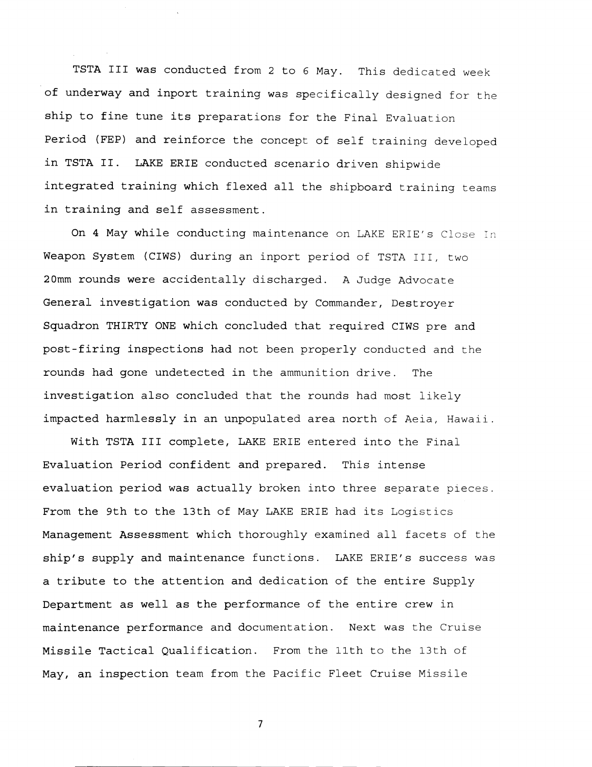TSTA III was conducted from 2 to 6 May. This dedicated week of underway and inport training was specifically designed for the ship to fine tune its preparations for the Final Evaluation Period (FEP) and reinforce the concept of self training developed in TSTA II. LAKE ERIE conducted scenario driven shipwide integrated training which flexed all the shipboard training teams in training and self assessment.

On 4 May while conducting maintenance on LAKE ERIE's Close In Weapon System (CIWS) during an inport period of TSTA III, two 20mm rounds were accidentally discharged. A Judge Advocate General investigation was conducted by Commander, Destroyer Squadron THIRTY ONE which concluded that required CIWS pre and post-firing inspections had not been properly conducted and the rounds had gone undetected in the ammunition drive. The investigation also concluded that the rounds had most likely impacted harmlessly in an unpopulated area north of Aeia, Hawaii.

With TSTA III complete, LAKE ERIE entered into the Final Evaluation Period confident and prepared. This intense evaluation period was actually broken into three separate pieces. From the 9th to the 13th of May LAKE ERIE had its Logistics Management Assessment which thoroughly examined all facets of the ship's supply and maintenance functions. LAKE ERIE's success was a tribute to the attention and dedication of the entire Supply Department as well as the performance of the entire crew in maintenance performance and documentation. Next was the Cruise Missile Tactical Qualification. From the 11th to the 13th of May, an inspection team from the Pacific Fleet Cruise Missile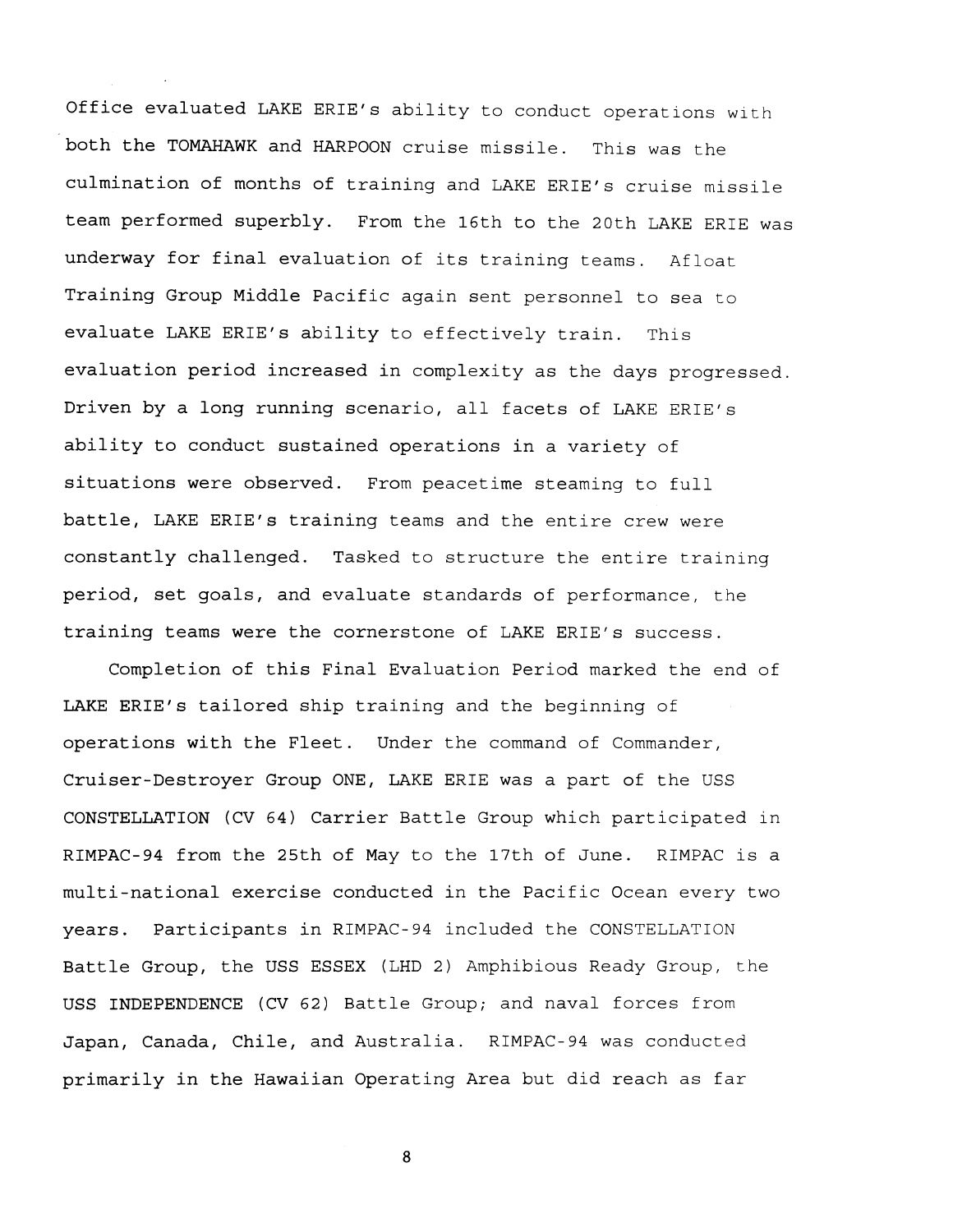Office evaluated LAKE ERIE's ability to conduct operations with both the TOMAHAWK and HARPOON cruise missile. This was the culmination of months of training and LAKE ERIE's cruise missile team performed superbly. From the 16th to the 20th LAKE ERIE was underway for final evaluation of its training teams. Afloat Training Group Middle Pacific again sent personnel to sea to evaluate LAKE ERIE's ability to effectively train. This evaluation period increased in complexity as the days progressed. Driven by a long running scenario, all facets of LAKE ERIE's ability to conduct sustained operations in a variety of situations were observed. From peacetime steaming to full battle, LAKE ERIE's training teams and the entire crew were constantly challenged. Tasked to structure the entire training period, set goals, and evaluate standards of performance, the training teams were the cornerstone of LAKE ERIE's success.

Completion of this Final Evaluation Period marked the end of LAKE ERIE's tailored ship training and the beginning of operations with the Fleet. Under the command of Commander, Cruiser-Destroyer Group ONE, LAKE ERIE was a part of the USS CONSTELLATION (CV 64) Carrier Battle Group which participated in RIMPAC-94 from the 25th of May to the 17th of June. RIMPAC is a multi-national exercise conducted in the Pacific Ocean every two years. Participants in RIMPAC-94 included the CONSTELLATION Battle Group, the USS ESSEX (LHD 2) Amphibious Ready Group, the USS INDEPENDENCE (CV 62) Battle Group; and naval forces from Japan, Canada, Chile, and Australia. RIMPAC-94 was conducted primarily in the Hawaiian Operating Area but did reach as far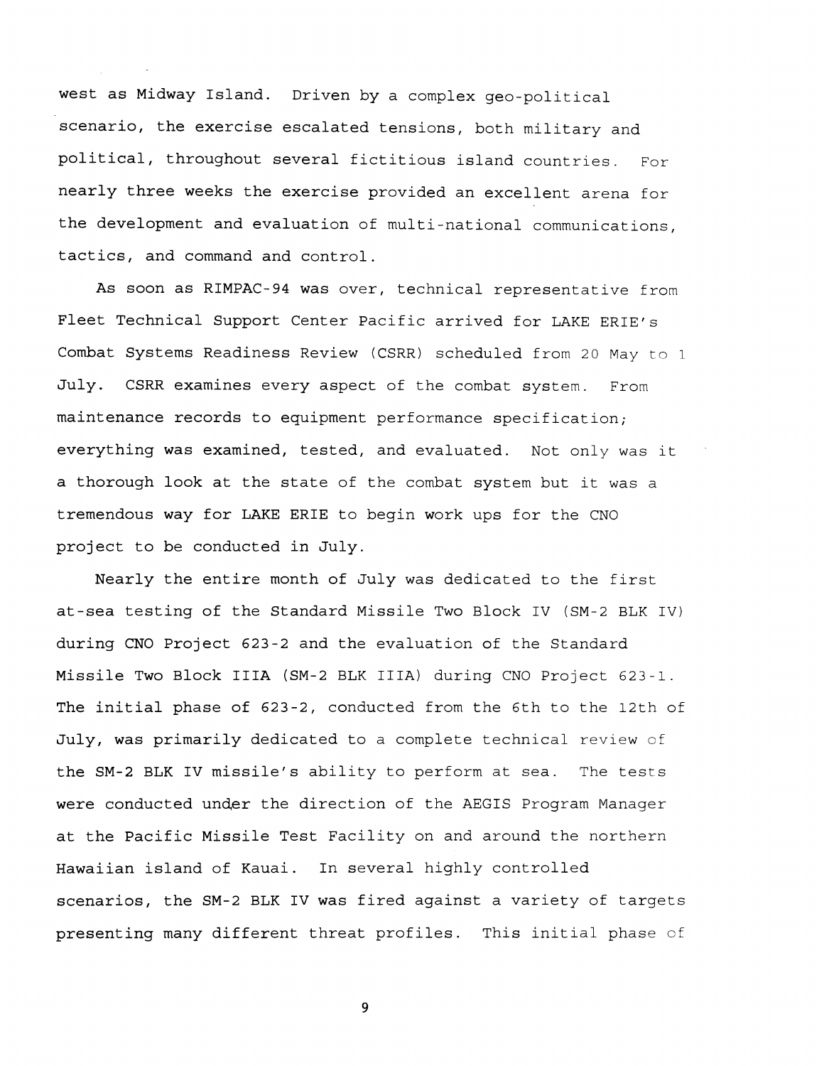west as Midway Island. Driven by a complex geo-political scenario, the exercise escalated tensions, both military and political, throughout several fictitious island countries. For nearly three weeks the exercise provided an excellent arena for the development and evaluation of multi-national communications, tactics, and command and control.

As soon as RIMPAC-94 was over, technical representative from Fleet Technical Support Center Pacific arrived for LAKE ERIE's Combat Systems Readiness Review (CSRR) scheduled from 20 May to 1 July. CSRR examines every aspect of the combat system. From maintenance records to equipment performance specification; everything was examined, tested, and evaluated. Not only was it a thorough look at the state of the combat system but it was a tremendous way for LAKE ERIE to begin work ups for the CNO project to be conducted in July.

Nearly the entire month of July was dedicated to the first at-sea testing of the Standard Missile Two Block IV (SM-2 BLK IV) during CNO Project 623-2 and the evaluation of the Standard Missile Two Block IIIA (SM-2 BLK IIIA) during CNO Project 623-1. The initial phase of 623-2, conducted from the 6th to the 12th of July, was primarily dedicated to a complete technical review of the SM-2 BLK IV missile's ability to perform at sea. The tests were conducted under the direction of the AEGIS Program Manager at the Pacific Missile Test Facility on and around the northern Hawaiian island of Kauai. In several highly controlled scenarios, the SM-2 BLK IV was fired against a variety of targets presenting many different threat profiles. This initial phase of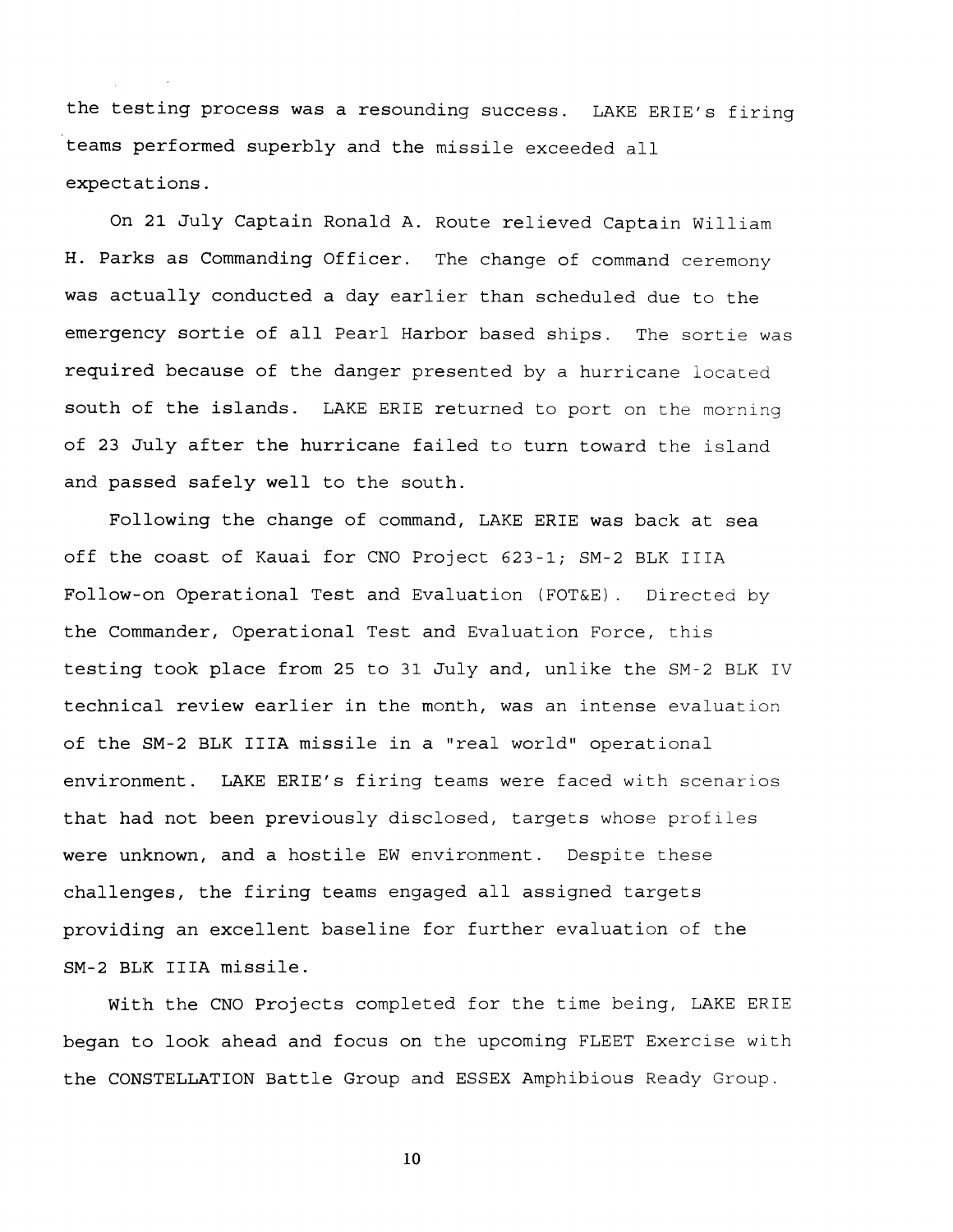the testing process was a resounding success. LAKE ERIE's firing teams performed superbly and the missile exceeded all expectations.

On 21 July Captain Ronald A. Route relieved Captain William H. Parks as Commanding Officer. The change of command ceremony was actually conducted a day earlier than scheduled due to the emergency sortie of all Pearl Harbor based ships. The sortie was required because of the danger presented by a hurricane located south of the islands. LAKE ERIE returned to port on the morning of 23 July after the hurricane failed to turn toward the island and passed safely well to the south.

Following the change of command, LAKE ERIE was back at sea off the coast of Kauai for CNO Project 623-1; SM-2 BLK IIIA Follow-on Operational Test and Evaluation (FOT&E). Directed by the Commander, Operational Test and Evaluation Force, this testing took place from 25 to 31 July and, unlike the SM-2 BLK IV technical review earlier in the month, was an intense evaluation of the SM-2 BLK IIIA missile in a "real world" operational environment. LAKE ERIE's firing teams were faced with scenarios that had not been previously disclosed, targets whose profiles were unknown, and a hostile EW environment. Despite these challenges, the firing teams engaged all assigned targets providing an excellent baseline for further evaluation of the SM-2 BLK IIIA missile.

With the CNO Projects completed for the time being, LAKE ERIE began to look ahead and focus on the upcoming FLEET Exercise with the CONSTELLATION Battle Group and ESSEX Amphibious Ready Group.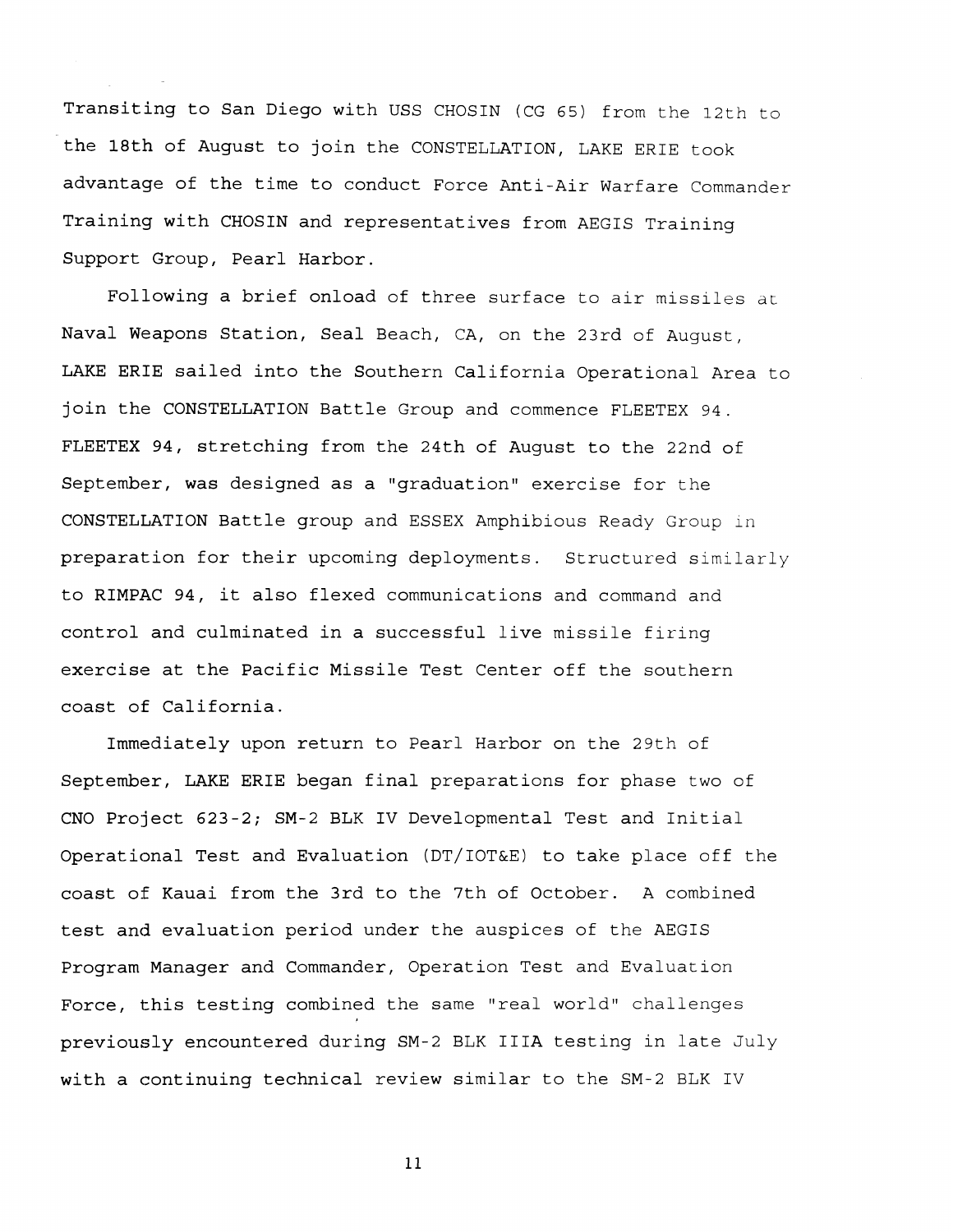Transiting to San Diego with USS CHOSIN (CG 65) from the 12th to the 18th of August to join the CONSTELLATION, LAKE ERIE took advantage of the time to conduct Force Anti-Air Warfare Commander Training with CHOSIN and representatives from AEGIS Training Support Group, Pearl Harbor.

Following a brief onload of three surface to air missiles at Naval Weapons Station, Seal Beach, CA, on the 23rd of August, LAKE ERIE sailed into the Southern California Operational Area to join the CONSTELLATION Battle Group and commence FLEETEX 94. FLEETEX 94, stretching from the 24th of August to the 22nd of September, was designed as a "graduation" exercise for the CONSTELLATION Battle group and ESSEX Amphibious Ready Group in preparation for their upcoming deployments. Structured similarly to RIMPAC 94, it also flexed communications and command and control and culminated in a successful live missile firing exercise at the Pacific Missile Test Center off the southern coast of California.

Immediately upon return to Pearl Harbor on the 29th of September, LAKE ERIE began final preparations for phase two of CNO Project 623-2; SM-2 BLK IV Developmental Test and Initial Operational Test and Evaluation (DT/IOT&E) to take place off the coast of Kauai from the 3rd to the 7th of October. A combined test and evaluation period under the auspices of the AEGIS Program Manager and Commander, Operation Test and Evaluation Force, this testing combined the same "real world" challenges previously encountered during SM-2 BLK IIIA testing in late July with a continuing technical review similar to the SM-2 BLK IV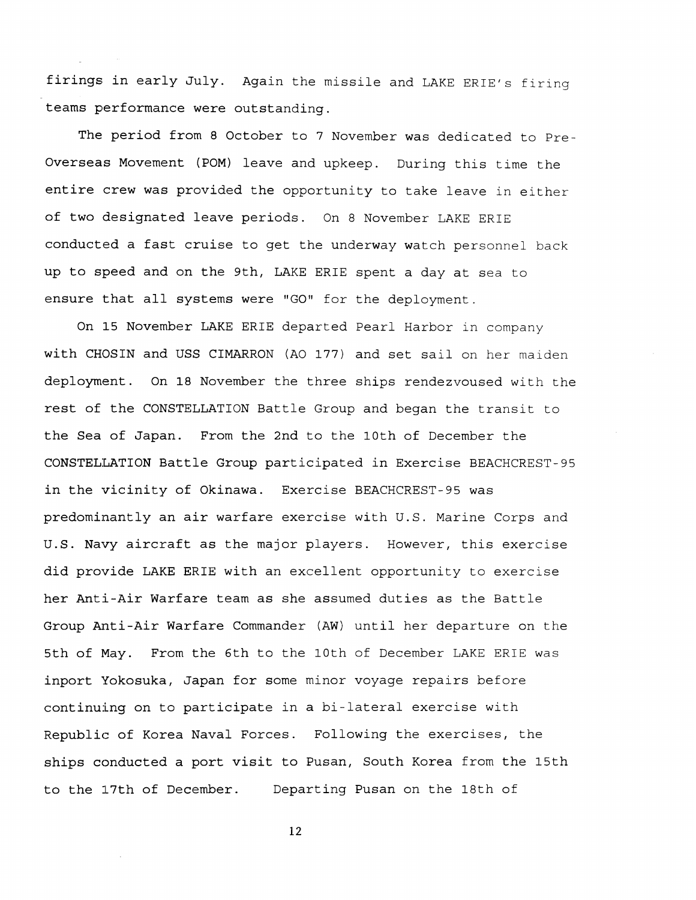firings in early July. Again the missile and LAKE ERIE's firing teams performance were outstanding.

The period from 8 October to 7 November was dedicated to Pre-Overseas Movement (POM) leave and upkeep. During this time the entire crew was provided the opportunity to take leave in either of two designated leave periods. On 8 November LAKE ERIE conducted a fast cruise to get the underway watch personnel back up to speed and on the 9th, LAKE ERIE spent a day at sea to ensure that all systems were "GO" for the deployment.

On 15 November LAKE ERIE departed Pearl Harbor in company with CHOSIN and USS CIMARRON (AO 177) and set sail on her maiden deployment. On 18 November the three ships rendezvoused with the rest of the CONSTELLATION Battle Group and began the transit to the Sea of Japan. From the 2nd to the 10th of December the CONSTELLATION Battle Group participated in Exercise BEACHCREST-95 in the vicinity of Okinawa. Exercise BEACHCREST-95 was predominantly an air warfare exercise with U.S. Marine Corps and U.S. Navy aircraft as the major players. However, this exercise did provide LAKE ERIE with an excellent opportunity to exercise her Anti-Air Warfare team as she assumed duties as the Battle Group Anti-Air Warfare Commander (AW) until her departure on the 5th of May. From the 6th to the 10th of December LAKE ERIE was inport Yokosuka, Japan for some minor voyage repairs before continuing on to participate in a bi-lateral exercise with Republic of Korea Naval Forces. Following the exercises, the ships conducted a port visit to Pusan, South Korea from the 15th to the 17th of December. Departing Pusan on the 18th of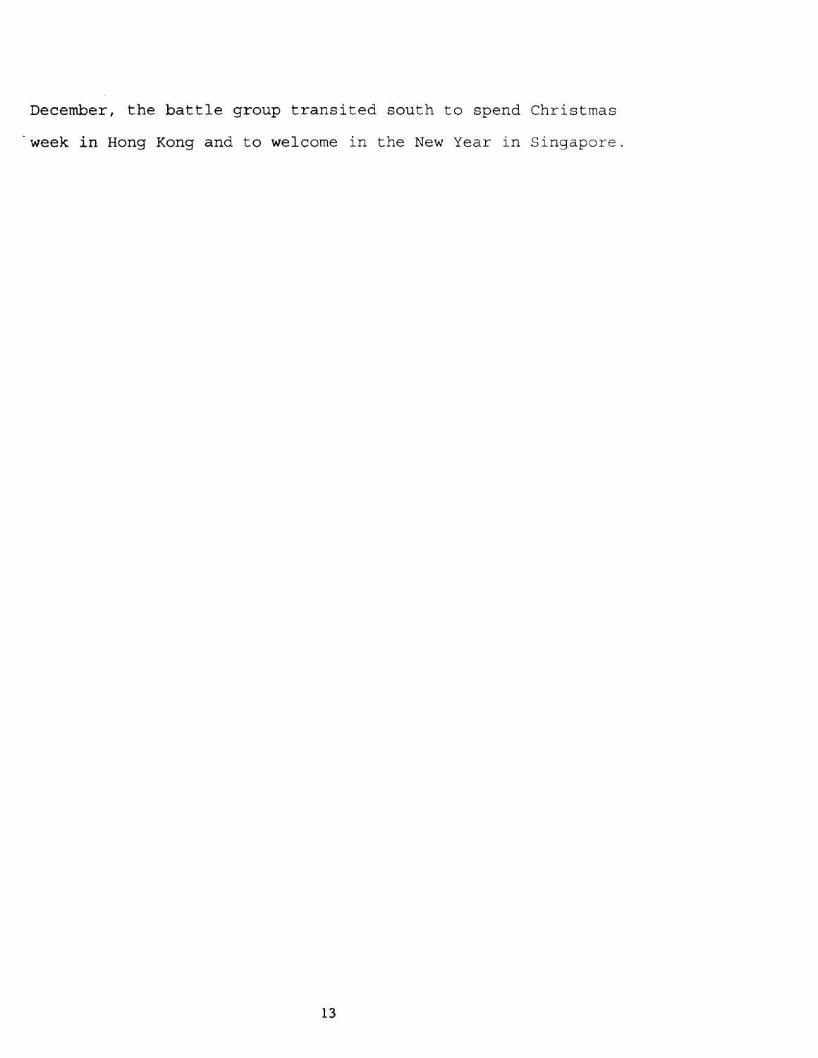December, the battle group transited south to spend Christmas week in Hong Kong and to welcome in the New Year in Singapore.